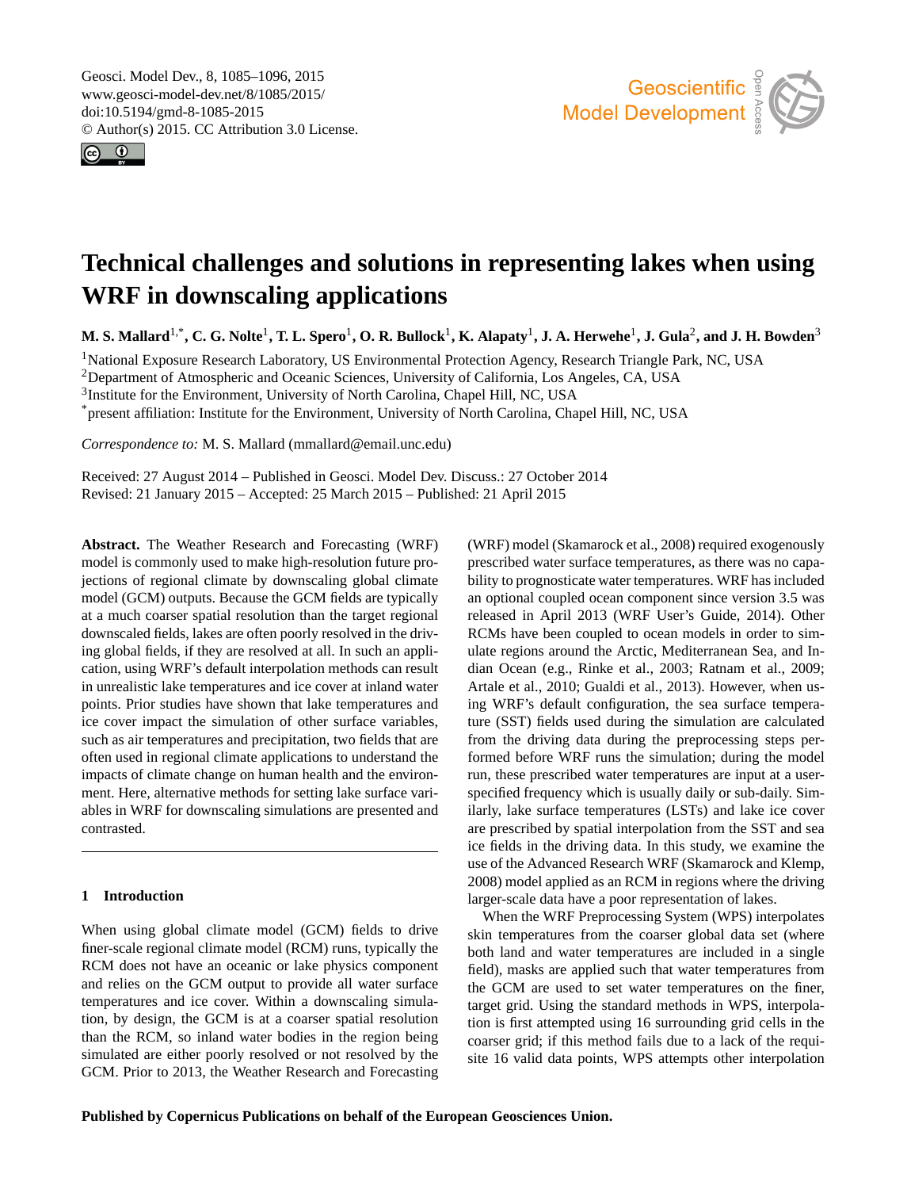# Technical challenges and solutions in representing lakes when using WRF in downscaling applications

**M. S. Mallard[1,*], C. G. Nolte[1], T. L. Spero[1], O. R. Bullock[1], K. Alapaty[1], J. A. Herwehe[1], J. Gula[2], and J. H. Bowden[3]**

[1]National Exposure Research Laboratory, US Environmental Protection Agency, Research Triangle Park, NC, USA
[2]Department of Atmospheric and Oceanic Sciences, University of California, Los Angeles, CA, USA
[3]Institute for the Environment, University of North Carolina, Chapel Hill, NC, USA
[*]present affiliation: Institute for the Environment, University of North Carolina, Chapel Hill, NC, USA

*Correspondence to:* M. S. Mallard (mmallard@email.unc.edu)

Received: 27 August 2014 – Published in Geosci. Model Dev. Discuss.: 27 October 2014
Revised: 21 January 2015 – Accepted: 25 March 2015 – Published: 21 April 2015

**Abstract.** The Weather Research and Forecasting (WRF) model is commonly used to make high-resolution future projections of regional climate by downscaling global climate model (GCM) outputs. Because the GCM fields are typically at a much coarser spatial resolution than the target regional downscaled fields, lakes are often poorly resolved in the driving global fields, if they are resolved at all. In such an application, using WRF's default interpolation methods can result in unrealistic lake temperatures and ice cover at inland water points. Prior studies have shown that lake temperatures and ice cover impact the simulation of other surface variables, such as air temperatures and precipitation, two fields that are often used in regional climate applications to understand the impacts of climate change on human health and the environment. Here, alternative methods for setting lake surface variables in WRF for downscaling simulations are presented and contrasted.

## 1 Introduction

When using global climate model (GCM) fields to drive finer-scale regional climate model (RCM) runs, typically the RCM does not have an oceanic or lake physics component and relies on the GCM output to provide all water surface temperatures and ice cover. Within a downscaling simulation, by design, the GCM is at a coarser spatial resolution than the RCM, so inland water bodies in the region being simulated are either poorly resolved or not resolved by the GCM. Prior to 2013, the Weather Research and Forecasting (WRF) model (Skamarock et al., 2008) required exogenously prescribed water surface temperatures, as there was no capability to prognosticate water temperatures. WRF has included an optional coupled ocean component since version 3.5 was released in April 2013 (WRF User's Guide, 2014). Other RCMs have been coupled to ocean models in order to simulate regions around the Arctic, Mediterranean Sea, and Indian Ocean (e.g., Rinke et al., 2003; Ratnam et al., 2009; Artale et al., 2010; Gualdi et al., 2013). However, when using WRF's default configuration, the sea surface temperature (SST) fields used during the simulation are calculated from the driving data during the preprocessing steps performed before WRF runs the simulation; during the model run, these prescribed water temperatures are input at a user-specified frequency which is usually daily or sub-daily. Similarly, lake surface temperatures (LSTs) and lake ice cover are prescribed by spatial interpolation from the SST and sea ice fields in the driving data. In this study, we examine the use of the Advanced Research WRF (Skamarock and Klemp, 2008) model applied as an RCM in regions where the driving larger-scale data have a poor representation of lakes.

When the WRF Preprocessing System (WPS) interpolates skin temperatures from the coarser global data set (where both land and water temperatures are included in a single field), masks are applied such that water temperatures from the GCM are used to set water temperatures on the finer, target grid. Using the standard methods in WPS, interpolation is first attempted using 16 surrounding grid cells in the coarser grid; if this method fails due to a lack of the requisite 16 valid data points, WPS attempts other interpolation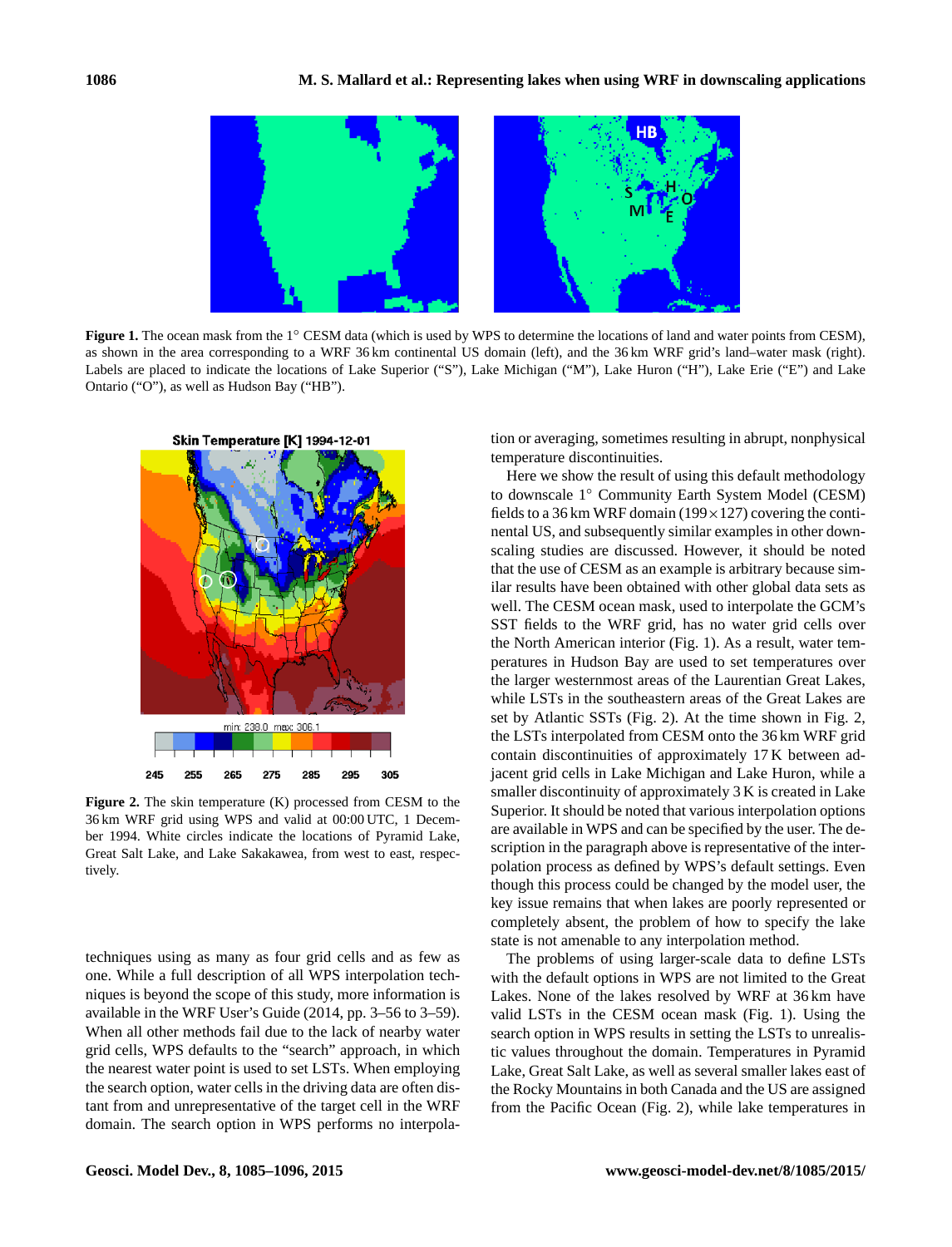**Figure 1.** The ocean mask from the 1° CESM data (which is used by WPS to determine the locations of land and water points from CESM), as shown in the area corresponding to a WRF 36 km continental US domain (left), and the 36 km WRF grid's land–water mask (right). Labels are placed to indicate the locations of Lake Superior ("S"), Lake Michigan ("M"), Lake Huron ("H"), Lake Erie ("E") and Lake Ontario ("O"), as well as Hudson Bay ("HB").

**Figure 2.** The skin temperature (K) processed from CESM to the 36 km WRF grid using WPS and valid at 00:00 UTC, 1 December 1994. White circles indicate the locations of Pyramid Lake, Great Salt Lake, and Lake Sakakawea, from west to east, respectively.

techniques using as many as four grid cells and as few as one. While a full description of all WPS interpolation techniques is beyond the scope of this study, more information is available in the WRF User's Guide (2014, pp. 3–56 to 3–59). When all other methods fail due to the lack of nearby water grid cells, WPS defaults to the "search" approach, in which the nearest water point is used to set LSTs. When employing the search option, water cells in the driving data are often distant from and unrepresentative of the target cell in the WRF domain. The search option in WPS performs no interpolation or averaging, sometimes resulting in abrupt, nonphysical temperature discontinuities.

Here we show the result of using this default methodology to downscale 1° Community Earth System Model (CESM) fields to a 36 km WRF domain ($199 \times 127$) covering the continental US, and subsequently similar examples in other downscaling studies are discussed. However, it should be noted that the use of CESM as an example is arbitrary because similar results have been obtained with other global data sets as well. The CESM ocean mask, used to interpolate the GCM's SST fields to the WRF grid, has no water grid cells over the North American interior (Fig. 1). As a result, water temperatures in Hudson Bay are used to set temperatures over the larger westernmost areas of the Laurentian Great Lakes, while LSTs in the southeastern areas of the Great Lakes are set by Atlantic SSTs (Fig. 2). At the time shown in Fig. 2, the LSTs interpolated from CESM onto the 36 km WRF grid contain discontinuities of approximately 17 K between adjacent grid cells in Lake Michigan and Lake Huron, while a smaller discontinuity of approximately 3 K is created in Lake Superior. It should be noted that various interpolation options are available in WPS and can be specified by the user. The description in the paragraph above is representative of the interpolation process as defined by WPS's default settings. Even though this process could be changed by the model user, the key issue remains that when lakes are poorly represented or completely absent, the problem of how to specify the lake state is not amenable to any interpolation method.

The problems of using larger-scale data to define LSTs with the default options in WPS are not limited to the Great Lakes. None of the lakes resolved by WRF at 36 km have valid LSTs in the CESM ocean mask (Fig. 1). Using the search option in WPS results in setting the LSTs to unrealistic values throughout the domain. Temperatures in Pyramid Lake, Great Salt Lake, as well as several smaller lakes east of the Rocky Mountains in both Canada and the US are assigned from the Pacific Ocean (Fig. 2), while lake temperatures in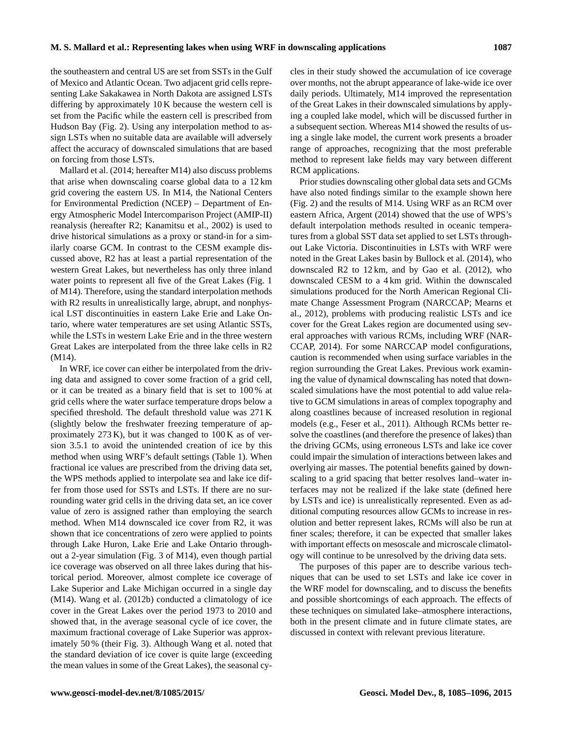the southeastern and central US are set from SSTs in the Gulf of Mexico and Atlantic Ocean. Two adjacent grid cells representing Lake Sakakawea in North Dakota are assigned LSTs differing by approximately 10 K because the western cell is set from the Pacific while the eastern cell is prescribed from Hudson Bay (Fig. 2). Using any interpolation method to assign LSTs when no suitable data are available will adversely affect the accuracy of downscaled simulations that are based on forcing from those LSTs.

Mallard et al. (2014; hereafter M14) also discuss problems that arise when downscaling coarse global data to a 12 km grid covering the eastern US. In M14, the National Centers for Environmental Prediction (NCEP) – Department of Energy Atmospheric Model Intercomparison Project (AMIP-II) reanalysis (hereafter R2; Kanamitsu et al., 2002) is used to drive historical simulations as a proxy or stand-in for a similarly coarse GCM. In contrast to the CESM example discussed above, R2 has at least a partial representation of the western Great Lakes, but nevertheless has only three inland water points to represent all five of the Great Lakes (Fig. 1 of M14). Therefore, using the standard interpolation methods with R2 results in unrealistically large, abrupt, and nonphysical LST discontinuities in eastern Lake Erie and Lake Ontario, where water temperatures are set using Atlantic SSTs, while the LSTs in western Lake Erie and in the three western Great Lakes are interpolated from the three lake cells in R2 (M14).

In WRF, ice cover can either be interpolated from the driving data and assigned to cover some fraction of a grid cell, or it can be treated as a binary field that is set to 100 % at grid cells where the water surface temperature drops below a specified threshold. The default threshold value was 271 K (slightly below the freshwater freezing temperature of approximately 273 K), but it was changed to 100 K as of version 3.5.1 to avoid the unintended creation of ice by this method when using WRF's default settings (Table 1). When fractional ice values are prescribed from the driving data set, the WPS methods applied to interpolate sea and lake ice differ from those used for SSTs and LSTs. If there are no surrounding water grid cells in the driving data set, an ice cover value of zero is assigned rather than employing the search method. When M14 downscaled ice cover from R2, it was shown that ice concentrations of zero were applied to points through Lake Huron, Lake Erie and Lake Ontario throughout a 2-year simulation (Fig. 3 of M14), even though partial ice coverage was observed on all three lakes during that historical period. Moreover, almost complete ice coverage of Lake Superior and Lake Michigan occurred in a single day (M14). Wang et al. (2012b) conducted a climatology of ice cover in the Great Lakes over the period 1973 to 2010 and showed that, in the average seasonal cycle of ice cover, the maximum fractional coverage of Lake Superior was approximately 50 % (their Fig. 3). Although Wang et al. noted that the standard deviation of ice cover is quite large (exceeding the mean values in some of the Great Lakes), the seasonal cycles in their study showed the accumulation of ice coverage over months, not the abrupt appearance of lake-wide ice over daily periods. Ultimately, M14 improved the representation of the Great Lakes in their downscaled simulations by applying a coupled lake model, which will be discussed further in a subsequent section. Whereas M14 showed the results of using a single lake model, the current work presents a broader range of approaches, recognizing that the most preferable method to represent lake fields may vary between different RCM applications.

Prior studies downscaling other global data sets and GCMs have also noted findings similar to the example shown here (Fig. 2) and the results of M14. Using WRF as an RCM over eastern Africa, Argent (2014) showed that the use of WPS's default interpolation methods resulted in oceanic temperatures from a global SST data set applied to set LSTs throughout Lake Victoria. Discontinuities in LSTs with WRF were noted in the Great Lakes basin by Bullock et al. (2014), who downscaled R2 to 12 km, and by Gao et al. (2012), who downscaled CESM to a 4 km grid. Within the downscaled simulations produced for the North American Regional Climate Change Assessment Program (NARCCAP; Mearns et al., 2012), problems with producing realistic LSTs and ice cover for the Great Lakes region are documented using several approaches with various RCMs, including WRF (NARCCAP, 2014). For some NARCCAP model configurations, caution is recommended when using surface variables in the region surrounding the Great Lakes. Previous work examining the value of dynamical downscaling has noted that downscaled simulations have the most potential to add value relative to GCM simulations in areas of complex topography and along coastlines because of increased resolution in regional models (e.g., Feser et al., 2011). Although RCMs better resolve the coastlines (and therefore the presence of lakes) than the driving GCMs, using erroneous LSTs and lake ice cover could impair the simulation of interactions between lakes and overlying air masses. The potential benefits gained by downscaling to a grid spacing that better resolves land–water interfaces may not be realized if the lake state (defined here by LSTs and ice) is unrealistically represented. Even as additional computing resources allow GCMs to increase in resolution and better represent lakes, RCMs will also be run at finer scales; therefore, it can be expected that smaller lakes with important effects on mesoscale and microscale climatology will continue to be unresolved by the driving data sets.

The purposes of this paper are to describe various techniques that can be used to set LSTs and lake ice cover in the WRF model for downscaling, and to discuss the benefits and possible shortcomings of each approach. The effects of these techniques on simulated lake–atmosphere interactions, both in the present climate and in future climate states, are discussed in context with relevant previous literature.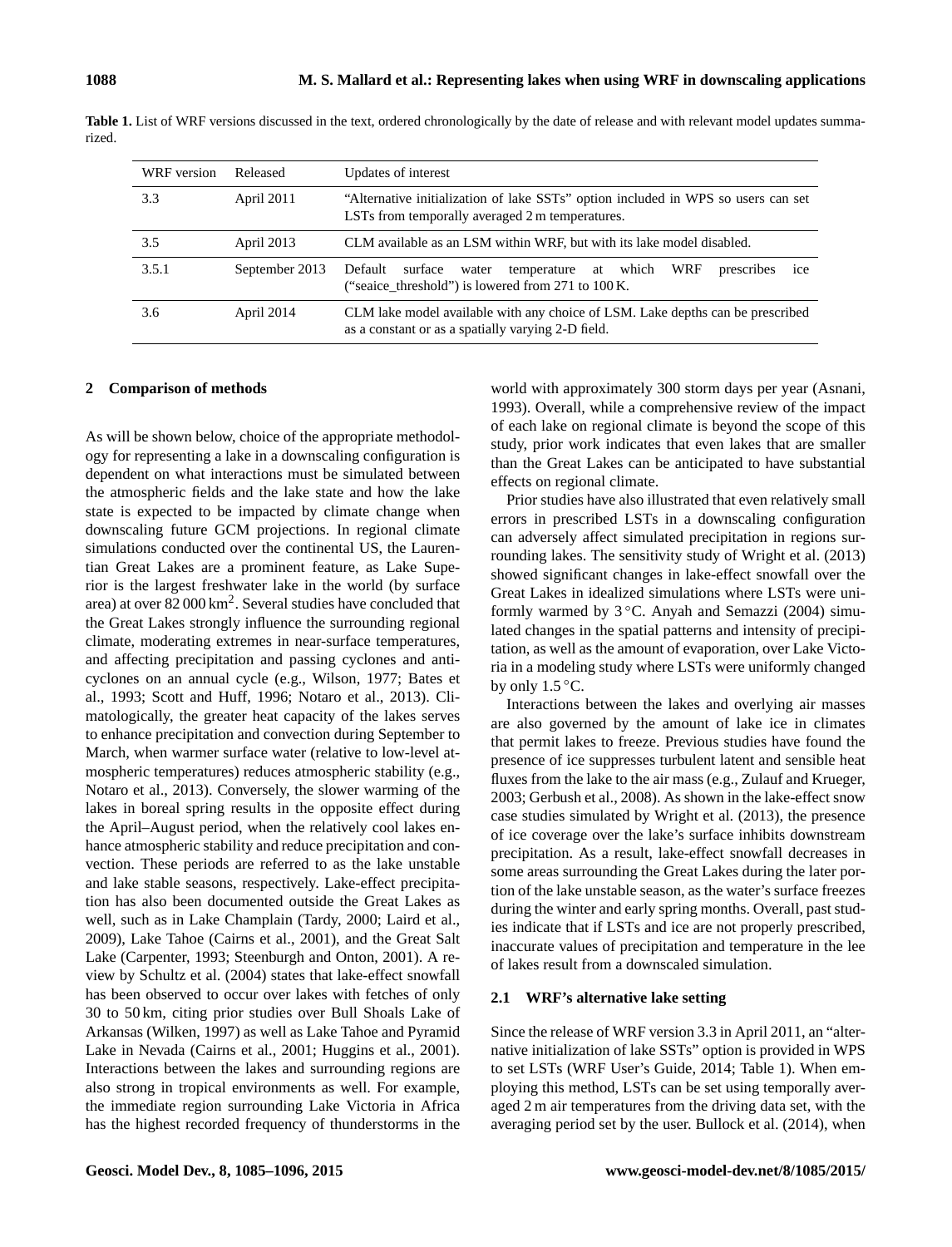**Table 1.** List of WRF versions discussed in the text, ordered chronologically by the date of release and with relevant model updates summarized.

| WRF version | Released | Updates of interest |
|---|---|---|
| 3.3 | April 2011 | "Alternative initialization of lake SSTs" option included in WPS so users can set LSTs from temporally averaged 2 m temperatures. |
| 3.5 | April 2013 | CLM available as an LSM within WRF, but with its lake model disabled. |
| 3.5.1 | September 2013 | Default surface water temperature at which WRF prescribes ice ("seaice_threshold") is lowered from 271 to 100 K. |
| 3.6 | April 2014 | CLM lake model available with any choice of LSM. Lake depths can be prescribed as a constant or as a spatially varying 2-D field. |

## 2 Comparison of methods

As will be shown below, choice of the appropriate methodology for representing a lake in a downscaling configuration is dependent on what interactions must be simulated between the atmospheric fields and the lake state and how the lake state is expected to be impacted by climate change when downscaling future GCM projections. In regional climate simulations conducted over the continental US, the Laurentian Great Lakes are a prominent feature, as Lake Superior is the largest freshwater lake in the world (by surface area) at over 82 000 $km^2$. Several studies have concluded that the Great Lakes strongly influence the surrounding regional climate, moderating extremes in near-surface temperatures, and affecting precipitation and passing cyclones and anticyclones on an annual cycle (e.g., Wilson, 1977; Bates et al., 1993; Scott and Huff, 1996; Notaro et al., 2013). Climatologically, the greater heat capacity of the lakes serves to enhance precipitation and convection during September to March, when warmer surface water (relative to low-level atmospheric temperatures) reduces atmospheric stability (e.g., Notaro et al., 2013). Conversely, the slower warming of the lakes in boreal spring results in the opposite effect during the April–August period, when the relatively cool lakes enhance atmospheric stability and reduce precipitation and convection. These periods are referred to as the lake unstable and lake stable seasons, respectively. Lake-effect precipitation has also been documented outside the Great Lakes as well, such as in Lake Champlain (Tardy, 2000; Laird et al., 2009), Lake Tahoe (Cairns et al., 2001), and the Great Salt Lake (Carpenter, 1993; Steenburgh and Onton, 2001). A review by Schultz et al. (2004) states that lake-effect snowfall has been observed to occur over lakes with fetches of only 30 to 50 km, citing prior studies over Bull Shoals Lake of Arkansas (Wilken, 1997) as well as Lake Tahoe and Pyramid Lake in Nevada (Cairns et al., 2001; Huggins et al., 2001). Interactions between the lakes and surrounding regions are also strong in tropical environments as well. For example, the immediate region surrounding Lake Victoria in Africa has the highest recorded frequency of thunderstorms in the world with approximately 300 storm days per year (Asnani, 1993). Overall, while a comprehensive review of the impact of each lake on regional climate is beyond the scope of this study, prior work indicates that even lakes that are smaller than the Great Lakes can be anticipated to have substantial effects on regional climate.

Prior studies have also illustrated that even relatively small errors in prescribed LSTs in a downscaling configuration can adversely affect simulated precipitation in regions surrounding lakes. The sensitivity study of Wright et al. (2013) showed significant changes in lake-effect snowfall over the Great Lakes in idealized simulations where LSTs were uniformly warmed by 3 °C. Anyah and Semazzi (2004) simulated changes in the spatial patterns and intensity of precipitation, as well as the amount of evaporation, over Lake Victoria in a modeling study where LSTs were uniformly changed by only 1.5 °C.

Interactions between the lakes and overlying air masses are also governed by the amount of lake ice in climates that permit lakes to freeze. Previous studies have found the presence of ice suppresses turbulent latent and sensible heat fluxes from the lake to the air mass (e.g., Zulauf and Krueger, 2003; Gerbush et al., 2008). As shown in the lake-effect snow case studies simulated by Wright et al. (2013), the presence of ice coverage over the lake's surface inhibits downstream precipitation. As a result, lake-effect snowfall decreases in some areas surrounding the Great Lakes during the later portion of the lake unstable season, as the water's surface freezes during the winter and early spring months. Overall, past studies indicate that if LSTs and ice are not properly prescribed, inaccurate values of precipitation and temperature in the lee of lakes result from a downscaled simulation.

### 2.1 WRF's alternative lake setting

Since the release of WRF version 3.3 in April 2011, an "alternative initialization of lake SSTs" option is provided in WPS to set LSTs (WRF User's Guide, 2014; Table 1). When employing this method, LSTs can be set using temporally averaged 2 m air temperatures from the driving data set, with the averaging period set by the user. Bullock et al. (2014), when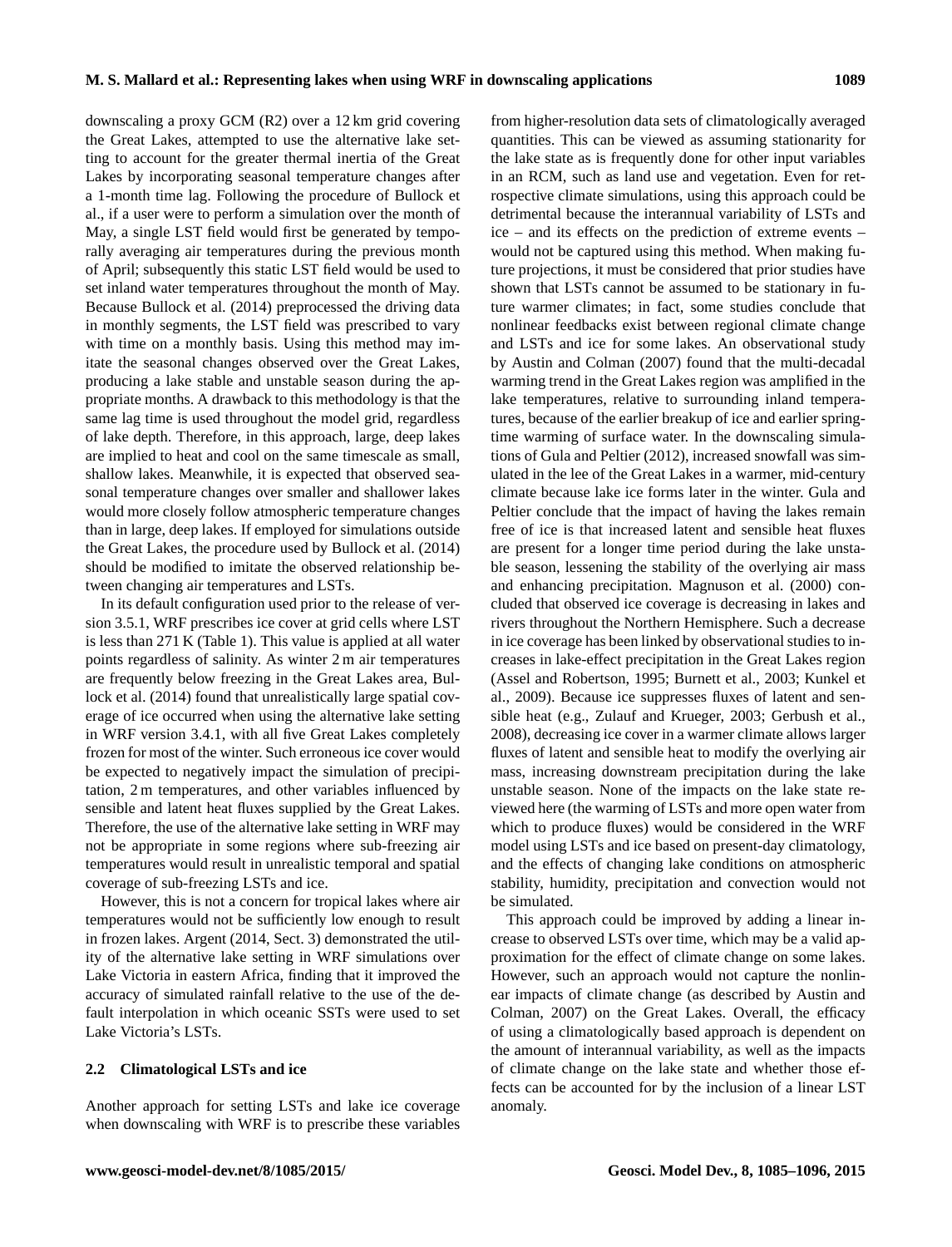downscaling a proxy GCM (R2) over a 12 km grid covering the Great Lakes, attempted to use the alternative lake setting to account for the greater thermal inertia of the Great Lakes by incorporating seasonal temperature changes after a 1-month time lag. Following the procedure of Bullock et al., if a user were to perform a simulation over the month of May, a single LST field would first be generated by temporally averaging air temperatures during the previous month of April; subsequently this static LST field would be used to set inland water temperatures throughout the month of May. Because Bullock et al. (2014) preprocessed the driving data in monthly segments, the LST field was prescribed to vary with time on a monthly basis. Using this method may imitate the seasonal changes observed over the Great Lakes, producing a lake stable and unstable season during the appropriate months. A drawback to this methodology is that the same lag time is used throughout the model grid, regardless of lake depth. Therefore, in this approach, large, deep lakes are implied to heat and cool on the same timescale as small, shallow lakes. Meanwhile, it is expected that observed seasonal temperature changes over smaller and shallower lakes would more closely follow atmospheric temperature changes than in large, deep lakes. If employed for simulations outside the Great Lakes, the procedure used by Bullock et al. (2014) should be modified to imitate the observed relationship between changing air temperatures and LSTs.

In its default configuration used prior to the release of version 3.5.1, WRF prescribes ice cover at grid cells where LST is less than 271 K (Table 1). This value is applied at all water points regardless of salinity. As winter 2 m air temperatures are frequently below freezing in the Great Lakes area, Bullock et al. (2014) found that unrealistically large spatial coverage of ice occurred when using the alternative lake setting in WRF version 3.4.1, with all five Great Lakes completely frozen for most of the winter. Such erroneous ice cover would be expected to negatively impact the simulation of precipitation, 2 m temperatures, and other variables influenced by sensible and latent heat fluxes supplied by the Great Lakes. Therefore, the use of the alternative lake setting in WRF may not be appropriate in some regions where sub-freezing air temperatures would result in unrealistic temporal and spatial coverage of sub-freezing LSTs and ice.

However, this is not a concern for tropical lakes where air temperatures would not be sufficiently low enough to result in frozen lakes. Argent (2014, Sect. 3) demonstrated the utility of the alternative lake setting in WRF simulations over Lake Victoria in eastern Africa, finding that it improved the accuracy of simulated rainfall relative to the use of the default interpolation in which oceanic SSTs were used to set Lake Victoria's LSTs.

### 2.2 Climatological LSTs and ice

Another approach for setting LSTs and lake ice coverage when downscaling with WRF is to prescribe these variables from higher-resolution data sets of climatologically averaged quantities. This can be viewed as assuming stationarity for the lake state as is frequently done for other input variables in an RCM, such as land use and vegetation. Even for retrospective climate simulations, using this approach could be detrimental because the interannual variability of LSTs and ice – and its effects on the prediction of extreme events – would not be captured using this method. When making future projections, it must be considered that prior studies have shown that LSTs cannot be assumed to be stationary in future warmer climates; in fact, some studies conclude that nonlinear feedbacks exist between regional climate change and LSTs and ice for some lakes. An observational study by Austin and Colman (2007) found that the multi-decadal warming trend in the Great Lakes region was amplified in the lake temperatures, relative to surrounding inland temperatures, because of the earlier breakup of ice and earlier springtime warming of surface water. In the downscaling simulations of Gula and Peltier (2012), increased snowfall was simulated in the lee of the Great Lakes in a warmer, mid-century climate because lake ice forms later in the winter. Gula and Peltier conclude that the impact of having the lakes remain free of ice is that increased latent and sensible heat fluxes are present for a longer time period during the lake unstable season, lessening the stability of the overlying air mass and enhancing precipitation. Magnuson et al. (2000) concluded that observed ice coverage is decreasing in lakes and rivers throughout the Northern Hemisphere. Such a decrease in ice coverage has been linked by observational studies to increases in lake-effect precipitation in the Great Lakes region (Assel and Robertson, 1995; Burnett et al., 2003; Kunkel et al., 2009). Because ice suppresses fluxes of latent and sensible heat (e.g., Zulauf and Krueger, 2003; Gerbush et al., 2008), decreasing ice cover in a warmer climate allows larger fluxes of latent and sensible heat to modify the overlying air mass, increasing downstream precipitation during the lake unstable season. None of the impacts on the lake state reviewed here (the warming of LSTs and more open water from which to produce fluxes) would be considered in the WRF model using LSTs and ice based on present-day climatology, and the effects of changing lake conditions on atmospheric stability, humidity, precipitation and convection would not be simulated.

This approach could be improved by adding a linear increase to observed LSTs over time, which may be a valid approximation for the effect of climate change on some lakes. However, such an approach would not capture the nonlinear impacts of climate change (as described by Austin and Colman, 2007) on the Great Lakes. Overall, the efficacy of using a climatologically based approach is dependent on the amount of interannual variability, as well as the impacts of climate change on the lake state and whether those effects can be accounted for by the inclusion of a linear LST anomaly.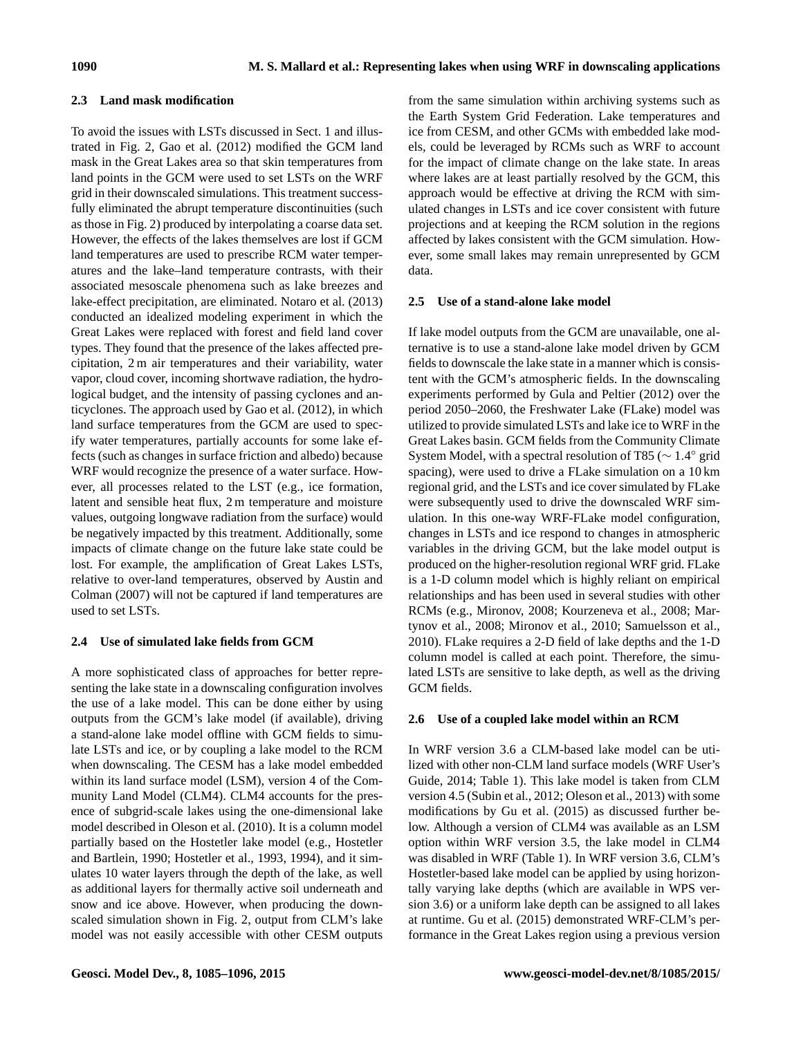### 2.3 Land mask modification

To avoid the issues with LSTs discussed in Sect. 1 and illustrated in Fig. 2, Gao et al. (2012) modified the GCM land mask in the Great Lakes area so that skin temperatures from land points in the GCM were used to set LSTs on the WRF grid in their downscaled simulations. This treatment successfully eliminated the abrupt temperature discontinuities (such as those in Fig. 2) produced by interpolating a coarse data set. However, the effects of the lakes themselves are lost if GCM land temperatures are used to prescribe RCM water temperatures and the lake–land temperature contrasts, with their associated mesoscale phenomena such as lake breezes and lake-effect precipitation, are eliminated. Notaro et al. (2013) conducted an idealized modeling experiment in which the Great Lakes were replaced with forest and field land cover types. They found that the presence of the lakes affected precipitation, 2 m air temperatures and their variability, water vapor, cloud cover, incoming shortwave radiation, the hydrological budget, and the intensity of passing cyclones and anticyclones. The approach used by Gao et al. (2012), in which land surface temperatures from the GCM are used to specify water temperatures, partially accounts for some lake effects (such as changes in surface friction and albedo) because WRF would recognize the presence of a water surface. However, all processes related to the LST (e.g., ice formation, latent and sensible heat flux, 2 m temperature and moisture values, outgoing longwave radiation from the surface) would be negatively impacted by this treatment. Additionally, some impacts of climate change on the future lake state could be lost. For example, the amplification of Great Lakes LSTs, relative to over-land temperatures, observed by Austin and Colman (2007) will not be captured if land temperatures are used to set LSTs.

### 2.4 Use of simulated lake fields from GCM

A more sophisticated class of approaches for better representing the lake state in a downscaling configuration involves the use of a lake model. This can be done either by using outputs from the GCM's lake model (if available), driving a stand-alone lake model offline with GCM fields to simulate LSTs and ice, or by coupling a lake model to the RCM when downscaling. The CESM has a lake model embedded within its land surface model (LSM), version 4 of the Community Land Model (CLM4). CLM4 accounts for the presence of subgrid-scale lakes using the one-dimensional lake model described in Oleson et al. (2010). It is a column model partially based on the Hostetler lake model (e.g., Hostetler and Bartlein, 1990; Hostetler et al., 1993, 1994), and it simulates 10 water layers through the depth of the lake, as well as additional layers for thermally active soil underneath and snow and ice above. However, when producing the downscaled simulation shown in Fig. 2, output from CLM's lake model was not easily accessible with other CESM outputs from the same simulation within archiving systems such as the Earth System Grid Federation. Lake temperatures and ice from CESM, and other GCMs with embedded lake models, could be leveraged by RCMs such as WRF to account for the impact of climate change on the lake state. In areas where lakes are at least partially resolved by the GCM, this approach would be effective at driving the RCM with simulated changes in LSTs and ice cover consistent with future projections and at keeping the RCM solution in the regions affected by lakes consistent with the GCM simulation. However, some small lakes may remain unrepresented by GCM data.

### 2.5 Use of a stand-alone lake model

If lake model outputs from the GCM are unavailable, one alternative is to use a stand-alone lake model driven by GCM fields to downscale the lake state in a manner which is consistent with the GCM's atmospheric fields. In the downscaling experiments performed by Gula and Peltier (2012) over the period 2050–2060, the Freshwater Lake (FLake) model was utilized to provide simulated LSTs and lake ice to WRF in the Great Lakes basin. GCM fields from the Community Climate System Model, with a spectral resolution of T85 ($\sim 1.4^{\circ}$ grid spacing), were used to drive a FLake simulation on a 10 km regional grid, and the LSTs and ice cover simulated by FLake were subsequently used to drive the downscaled WRF simulation. In this one-way WRF-FLake model configuration, changes in LSTs and ice respond to changes in atmospheric variables in the driving GCM, but the lake model output is produced on the higher-resolution regional WRF grid. FLake is a 1-D column model which is highly reliant on empirical relationships and has been used in several studies with other RCMs (e.g., Mironov, 2008; Kourzeneva et al., 2008; Martynov et al., 2008; Mironov et al., 2010; Samuelsson et al., 2010). FLake requires a 2-D field of lake depths and the 1-D column model is called at each point. Therefore, the simulated LSTs are sensitive to lake depth, as well as the driving GCM fields.

### 2.6 Use of a coupled lake model within an RCM

In WRF version 3.6 a CLM-based lake model can be utilized with other non-CLM land surface models (WRF User's Guide, 2014; Table 1). This lake model is taken from CLM version 4.5 (Subin et al., 2012; Oleson et al., 2013) with some modifications by Gu et al. (2015) as discussed further below. Although a version of CLM4 was available as an LSM option within WRF version 3.5, the lake model in CLM4 was disabled in WRF (Table 1). In WRF version 3.6, CLM's Hostetler-based lake model can be applied by using horizontally varying lake depths (which are available in WPS version 3.6) or a uniform lake depth can be assigned to all lakes at runtime. Gu et al. (2015) demonstrated WRF-CLM's performance in the Great Lakes region using a previous version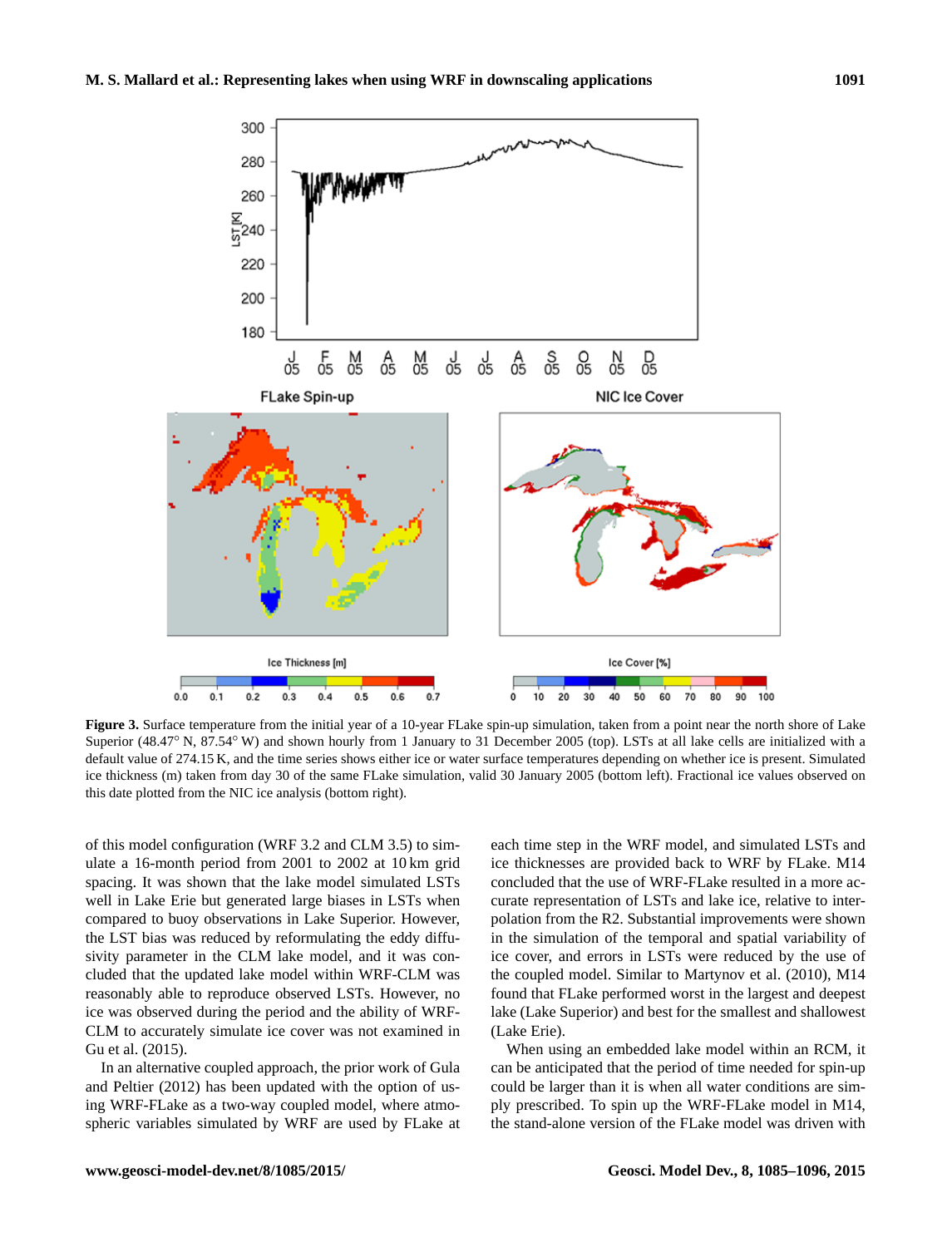**Figure 3.** Surface temperature from the initial year of a 10-year FLake spin-up simulation, taken from a point near the north shore of Lake Superior (48.47° N, 87.54° W) and shown hourly from 1 January to 31 December 2005 (top). LSTs at all lake cells are initialized with a default value of 274.15 K, and the time series shows either ice or water surface temperatures depending on whether ice is present. Simulated ice thickness (m) taken from day 30 of the same FLake simulation, valid 30 January 2005 (bottom left). Fractional ice values observed on this date plotted from the NIC ice analysis (bottom right).

of this model configuration (WRF 3.2 and CLM 3.5) to simulate a 16-month period from 2001 to 2002 at 10 km grid spacing. It was shown that the lake model simulated LSTs well in Lake Erie but generated large biases in LSTs when compared to buoy observations in Lake Superior. However, the LST bias was reduced by reformulating the eddy diffusivity parameter in the CLM lake model, and it was concluded that the updated lake model within WRF-CLM was reasonably able to reproduce observed LSTs. However, no ice was observed during the period and the ability of WRF-CLM to accurately simulate ice cover was not examined in Gu et al. (2015).

In an alternative coupled approach, the prior work of Gula and Peltier (2012) has been updated with the option of using WRF-FLake as a two-way coupled model, where atmospheric variables simulated by WRF are used by FLake at each time step in the WRF model, and simulated LSTs and ice thicknesses are provided back to WRF by FLake. M14 concluded that the use of WRF-FLake resulted in a more accurate representation of LSTs and lake ice, relative to interpolation from the R2. Substantial improvements were shown in the simulation of the temporal and spatial variability of ice cover, and errors in LSTs were reduced by the use of the coupled model. Similar to Martynov et al. (2010), M14 found that FLake performed worst in the largest and deepest lake (Lake Superior) and best for the smallest and shallowest (Lake Erie).

When using an embedded lake model within an RCM, it can be anticipated that the period of time needed for spin-up could be larger than it is when all water conditions are simply prescribed. To spin up the WRF-FLake model in M14, the stand-alone version of the FLake model was driven with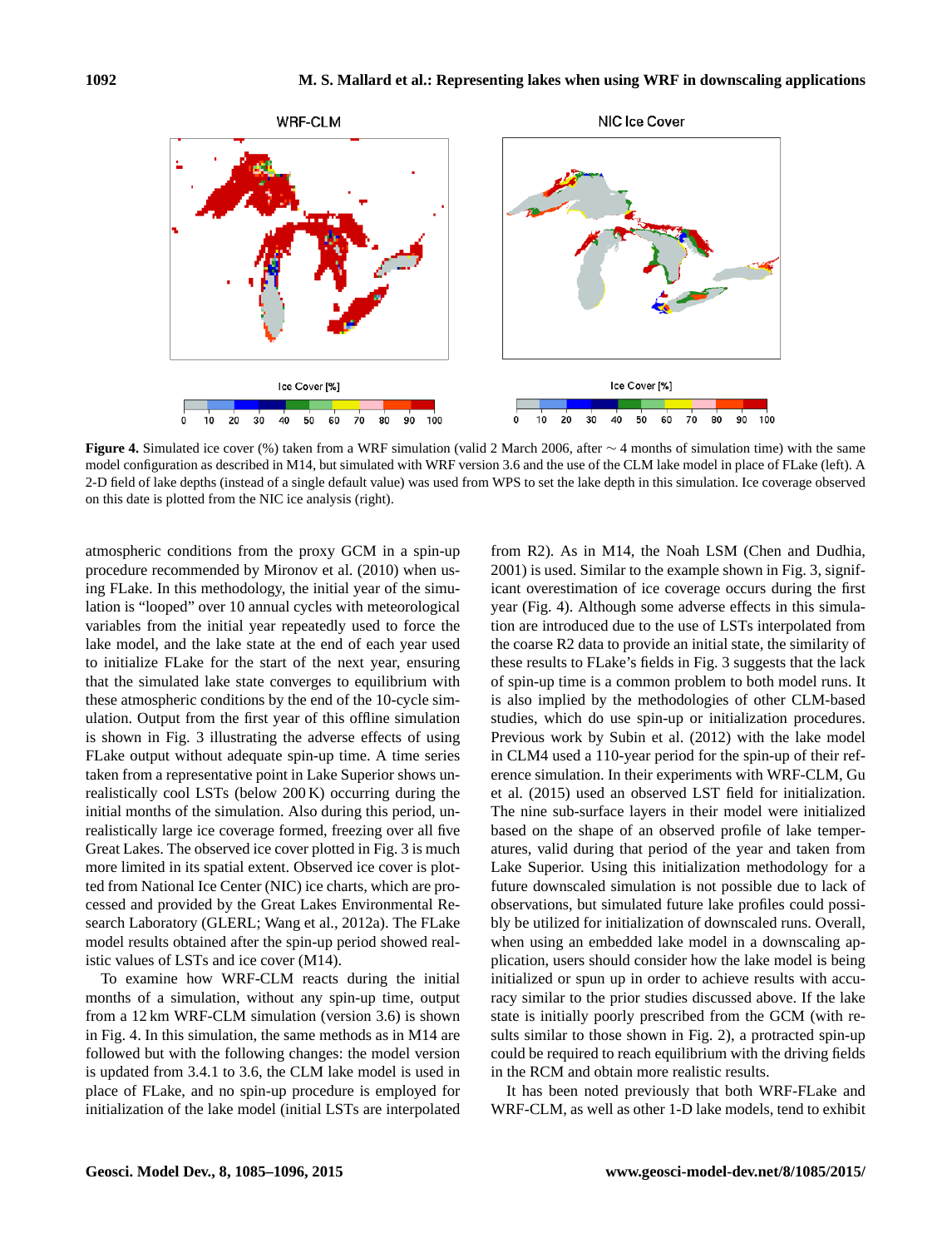**Figure 4.** Simulated ice cover (%) taken from a WRF simulation (valid 2 March 2006, after ∼ 4 months of simulation time) with the same model configuration as described in M14, but simulated with WRF version 3.6 and the use of the CLM lake model in place of FLake (left). A 2-D field of lake depths (instead of a single default value) was used from WPS to set the lake depth in this simulation. Ice coverage observed on this date is plotted from the NIC ice analysis (right).

atmospheric conditions from the proxy GCM in a spin-up procedure recommended by Mironov et al. (2010) when using FLake. In this methodology, the initial year of the simulation is "looped" over 10 annual cycles with meteorological variables from the initial year repeatedly used to force the lake model, and the lake state at the end of each year used to initialize FLake for the start of the next year, ensuring that the simulated lake state converges to equilibrium with these atmospheric conditions by the end of the 10-cycle simulation. Output from the first year of this offline simulation is shown in Fig. 3 illustrating the adverse effects of using FLake output without adequate spin-up time. A time series taken from a representative point in Lake Superior shows unrealistically cool LSTs (below 200 K) occurring during the initial months of the simulation. Also during this period, unrealistically large ice coverage formed, freezing over all five Great Lakes. The observed ice cover plotted in Fig. 3 is much more limited in its spatial extent. Observed ice cover is plotted from National Ice Center (NIC) ice charts, which are processed and provided by the Great Lakes Environmental Research Laboratory (GLERL; Wang et al., 2012a). The FLake model results obtained after the spin-up period showed realistic values of LSTs and ice cover (M14).

To examine how WRF-CLM reacts during the initial months of a simulation, without any spin-up time, output from a 12 km WRF-CLM simulation (version 3.6) is shown in Fig. 4. In this simulation, the same methods as in M14 are followed but with the following changes: the model version is updated from 3.4.1 to 3.6, the CLM lake model is used in place of FLake, and no spin-up procedure is employed for initialization of the lake model (initial LSTs are interpolated from R2). As in M14, the Noah LSM (Chen and Dudhia, 2001) is used. Similar to the example shown in Fig. 3, significant overestimation of ice coverage occurs during the first year (Fig. 4). Although some adverse effects in this simulation are introduced due to the use of LSTs interpolated from the coarse R2 data to provide an initial state, the similarity of these results to FLake's fields in Fig. 3 suggests that the lack of spin-up time is a common problem to both model runs. It is also implied by the methodologies of other CLM-based studies, which do use spin-up or initialization procedures. Previous work by Subin et al. (2012) with the lake model in CLM4 used a 110-year period for the spin-up of their reference simulation. In their experiments with WRF-CLM, Gu et al. (2015) used an observed LST field for initialization. The nine sub-surface layers in their model were initialized based on the shape of an observed profile of lake temperatures, valid during that period of the year and taken from Lake Superior. Using this initialization methodology for a future downscaled simulation is not possible due to lack of observations, but simulated future lake profiles could possibly be utilized for initialization of downscaled runs. Overall, when using an embedded lake model in a downscaling application, users should consider how the lake model is being initialized or spun up in order to achieve results with accuracy similar to the prior studies discussed above. If the lake state is initially poorly prescribed from the GCM (with results similar to those shown in Fig. 2), a protracted spin-up could be required to reach equilibrium with the driving fields in the RCM and obtain more realistic results.

It has been noted previously that both WRF-FLake and WRF-CLM, as well as other 1-D lake models, tend to exhibit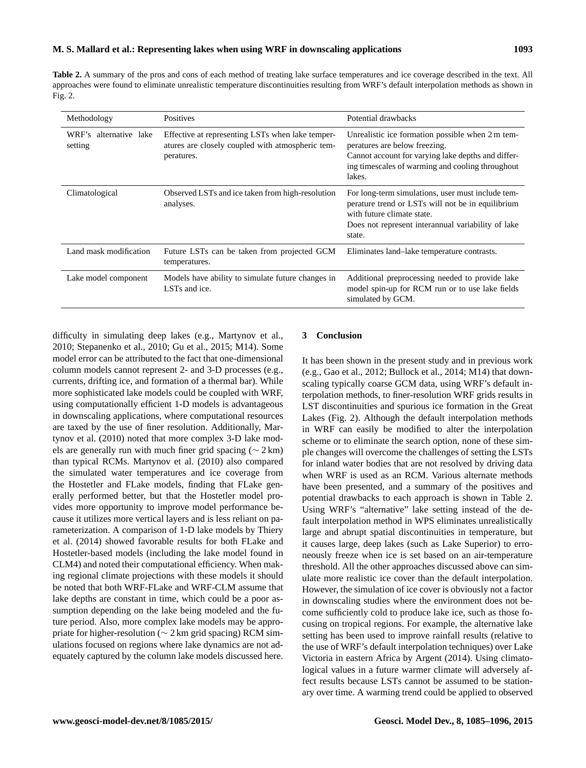**Table 2.** A summary of the pros and cons of each method of treating lake surface temperatures and ice coverage described in the text. All approaches were found to eliminate unrealistic temperature discontinuities resulting from WRF's default interpolation methods as shown in Fig. 2.

| Methodology | Positives | Potential drawbacks |
|---|---|---|
| WRF's alternative lake setting | Effective at representing LSTs when lake temperatures are closely coupled with atmospheric temperatures. | Unrealistic ice formation possible when 2 m temperatures are below freezing. Cannot account for varying lake depths and differing timescales of warming and cooling throughout lakes. |
| Climatological | Observed LSTs and ice taken from high-resolution analyses. | For long-term simulations, user must include temperature trend or LSTs will not be in equilibrium with future climate state. Does not represent interannual variability of lake state. |
| Land mask modification | Future LSTs can be taken from projected GCM temperatures. | Eliminates land–lake temperature contrasts. |
| Lake model component | Models have ability to simulate future changes in LSTs and ice. | Additional preprocessing needed to provide lake model spin-up for RCM run or to use lake fields simulated by GCM. |

difficulty in simulating deep lakes (e.g., Martynov et al., 2010; Stepanenko et al., 2010; Gu et al., 2015; M14). Some model error can be attributed to the fact that one-dimensional column models cannot represent 2- and 3-D processes (e.g., currents, drifting ice, and formation of a thermal bar). While more sophisticated lake models could be coupled with WRF, using computationally efficient 1-D models is advantageous in downscaling applications, where computational resources are taxed by the use of finer resolution. Additionally, Martynov et al. (2010) noted that more complex 3-D lake models are generally run with much finer grid spacing ($\sim 2$ km) than typical RCMs. Martynov et al. (2010) also compared the simulated water temperatures and ice coverage from the Hostetler and FLake models, finding that FLake generally performed better, but that the Hostetler model provides more opportunity to improve model performance because it utilizes more vertical layers and is less reliant on parameterization. A comparison of 1-D lake models by Thiery et al. (2014) showed favorable results for both FLake and Hostetler-based models (including the lake model found in CLM4) and noted their computational efficiency. When making regional climate projections with these models it should be noted that both WRF-FLake and WRF-CLM assume that lake depths are constant in time, which could be a poor assumption depending on the lake being modeled and the future period. Also, more complex lake models may be appropriate for higher-resolution ($\sim 2$ km grid spacing) RCM simulations focused on regions where lake dynamics are not adequately captured by the column lake models discussed here.

## 3 Conclusion

It has been shown in the present study and in previous work (e.g., Gao et al., 2012; Bullock et al., 2014; M14) that downscaling typically coarse GCM data, using WRF's default interpolation methods, to finer-resolution WRF grids results in LST discontinuities and spurious ice formation in the Great Lakes (Fig. 2). Although the default interpolation methods in WRF can easily be modified to alter the interpolation scheme or to eliminate the search option, none of these simple changes will overcome the challenges of setting the LSTs for inland water bodies that are not resolved by driving data when WRF is used as an RCM. Various alternate methods have been presented, and a summary of the positives and potential drawbacks to each approach is shown in Table 2. Using WRF's "alternative" lake setting instead of the default interpolation method in WPS eliminates unrealistically large and abrupt spatial discontinuities in temperature, but it causes large, deep lakes (such as Lake Superior) to erroneously freeze when ice is set based on an air-temperature threshold. All the other approaches discussed above can simulate more realistic ice cover than the default interpolation. However, the simulation of ice cover is obviously not a factor in downscaling studies where the environment does not become sufficiently cold to produce lake ice, such as those focusing on tropical regions. For example, the alternative lake setting has been used to improve rainfall results (relative to the use of WRF's default interpolation techniques) over Lake Victoria in eastern Africa by Argent (2014). Using climatological values in a future warmer climate will adversely affect results because LSTs cannot be assumed to be stationary over time. A warming trend could be applied to observed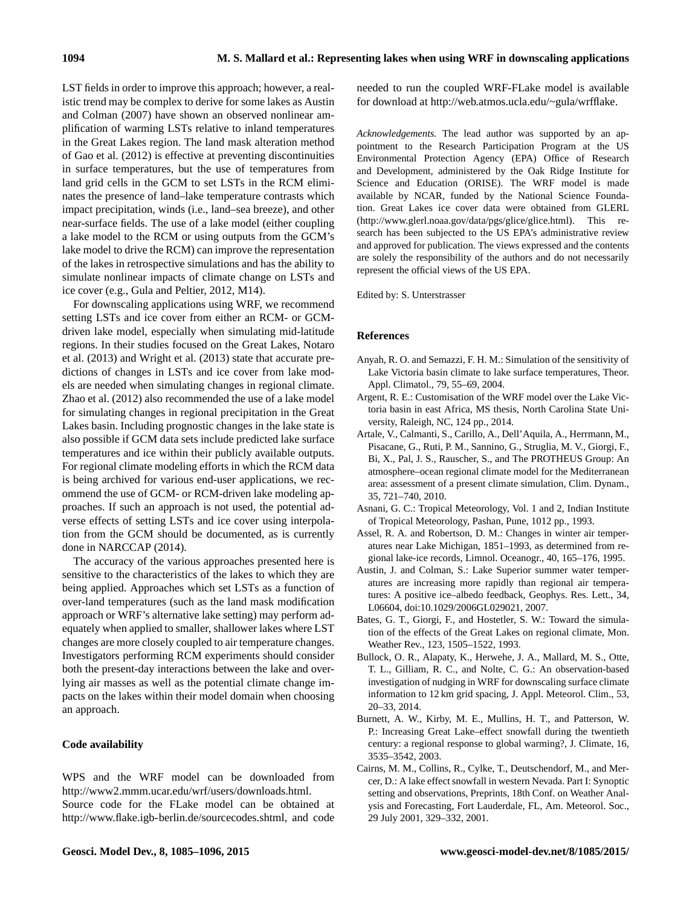LST fields in order to improve this approach; however, a realistic trend may be complex to derive for some lakes as Austin and Colman (2007) have shown an observed nonlinear amplification of warming LSTs relative to inland temperatures in the Great Lakes region. The land mask alteration method of Gao et al. (2012) is effective at preventing discontinuities in surface temperatures, but the use of temperatures from land grid cells in the GCM to set LSTs in the RCM eliminates the presence of land–lake temperature contrasts which impact precipitation, winds (i.e., land–sea breeze), and other near-surface fields. The use of a lake model (either coupling a lake model to the RCM or using outputs from the GCM's lake model to drive the RCM) can improve the representation of the lakes in retrospective simulations and has the ability to simulate nonlinear impacts of climate change on LSTs and ice cover (e.g., Gula and Peltier, 2012, M14).

For downscaling applications using WRF, we recommend setting LSTs and ice cover from either an RCM- or GCM-driven lake model, especially when simulating mid-latitude regions. In their studies focused on the Great Lakes, Notaro et al. (2013) and Wright et al. (2013) state that accurate predictions of changes in LSTs and ice cover from lake models are needed when simulating changes in regional climate. Zhao et al. (2012) also recommended the use of a lake model for simulating changes in regional precipitation in the Great Lakes basin. Including prognostic changes in the lake state is also possible if GCM data sets include predicted lake surface temperatures and ice within their publicly available outputs. For regional climate modeling efforts in which the RCM data is being archived for various end-user applications, we recommend the use of GCM- or RCM-driven lake modeling approaches. If such an approach is not used, the potential adverse effects of setting LSTs and ice cover using interpolation from the GCM should be documented, as is currently done in NARCCAP (2014).

The accuracy of the various approaches presented here is sensitive to the characteristics of the lakes to which they are being applied. Approaches which set LSTs as a function of over-land temperatures (such as the land mask modification approach or WRF's alternative lake setting) may perform adequately when applied to smaller, shallower lakes where LST changes are more closely coupled to air temperature changes. Investigators performing RCM experiments should consider both the present-day interactions between the lake and overlying air masses as well as the potential climate change impacts on the lakes within their model domain when choosing an approach.

## Code availability

WPS and the WRF model can be downloaded from http://www2.mmm.ucar.edu/wrf/users/downloads.html. Source code for the FLake model can be obtained at http://www.flake.igb-berlin.de/sourcecodes.shtml, and code needed to run the coupled WRF-FLake model is available for download at http://web.atmos.ucla.edu/~gula/wrfflake.

*Acknowledgements.* The lead author was supported by an appointment to the Research Participation Program at the US Environmental Protection Agency (EPA) Office of Research and Development, administered by the Oak Ridge Institute for Science and Education (ORISE). The WRF model is made available by NCAR, funded by the National Science Foundation. Great Lakes ice cover data were obtained from GLERL (http://www.glerl.noaa.gov/data/pgs/glice/glice.html). This research has been subjected to the US EPA's administrative review and approved for publication. The views expressed and the contents are solely the responsibility of the authors and do not necessarily represent the official views of the US EPA.

Edited by: S. Unterstrasser

## References

Anyah, R. O. and Semazzi, F. H. M.: Simulation of the sensitivity of Lake Victoria basin climate to lake surface temperatures, Theor. Appl. Climatol., 79, 55–69, 2004.

Argent, R. E.: Customisation of the WRF model over the Lake Victoria basin in east Africa, MS thesis, North Carolina State University, Raleigh, NC, 124 pp., 2014.

Artale, V., Calmanti, S., Carillo, A., Dell'Aquila, A., Herrmann, M., Pisacane, G., Ruti, P. M., Sannino, G., Struglia, M. V., Giorgi, F., Bi, X., Pal, J. S., Rauscher, S., and The PROTHEUS Group: An atmosphere–ocean regional climate model for the Mediterranean area: assessment of a present climate simulation, Clim. Dynam., 35, 721–740, 2010.

Asnani, G. C.: Tropical Meteorology, Vol. 1 and 2, Indian Institute of Tropical Meteorology, Pashan, Pune, 1012 pp., 1993.

Assel, R. A. and Robertson, D. M.: Changes in winter air temperatures near Lake Michigan, 1851–1993, as determined from regional lake-ice records, Limnol. Oceanogr., 40, 165–176, 1995.

Austin, J. and Colman, S.: Lake Superior summer water temperatures are increasing more rapidly than regional air temperatures: A positive ice–albedo feedback, Geophys. Res. Lett., 34, L06604, doi:10.1029/2006GL029021, 2007.

Bates, G. T., Giorgi, F., and Hostetler, S. W.: Toward the simulation of the effects of the Great Lakes on regional climate, Mon. Weather Rev., 123, 1505–1522, 1993.

Bullock, O. R., Alapaty, K., Herwehe, J. A., Mallard, M. S., Otte, T. L., Gilliam, R. C., and Nolte, C. G.: An observation-based investigation of nudging in WRF for downscaling surface climate information to 12 km grid spacing, J. Appl. Meteorol. Clim., 53, 20–33, 2014.

Burnett, A. W., Kirby, M. E., Mullins, H. T., and Patterson, W. P.: Increasing Great Lake–effect snowfall during the twentieth century: a regional response to global warming?, J. Climate, 16, 3535–3542, 2003.

Cairns, M. M., Collins, R., Cylke, T., Deutschendorf, M., and Mercer, D.: A lake effect snowfall in western Nevada. Part I: Synoptic setting and observations, Preprints, 18th Conf. on Weather Analysis and Forecasting, Fort Lauderdale, FL, Am. Meteorol. Soc., 29 July 2001, 329–332, 2001.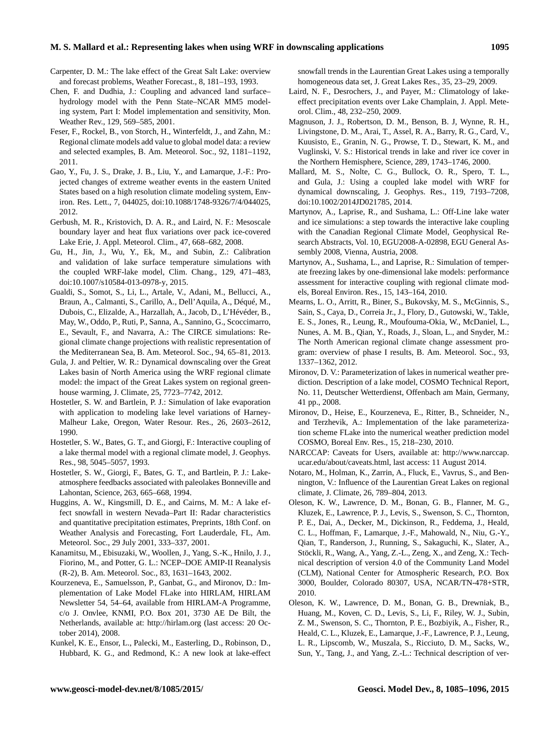Carpenter, D. M.: The lake effect of the Great Salt Lake: overview and forecast problems, Weather Forecast., 8, 181–193, 1993.

Chen, F. and Dudhia, J.: Coupling and advanced land surface–hydrology model with the Penn State–NCAR MM5 modeling system, Part I: Model implementation and sensitivity, Mon. Weather Rev., 129, 569–585, 2001.

Feser, F., Rockel, B., von Storch, H., Winterfeldt, J., and Zahn, M.: Regional climate models add value to global model data: a review and selected examples, B. Am. Meteorol. Soc., 92, 1181–1192, 2011.

Gao, Y., Fu, J. S., Drake, J. B., Liu, Y., and Lamarque, J.-F.: Projected changes of extreme weather events in the eastern United States based on a high resolution climate modeling system, Environ. Res. Lett., 7, 044025, doi:10.1088/1748-9326/7/4/044025, 2012.

Gerbush, M. R., Kristovich, D. A. R., and Laird, N. F.: Mesoscale boundary layer and heat flux variations over pack ice-covered Lake Erie, J. Appl. Meteorol. Clim., 47, 668–682, 2008.

Gu, H., Jin, J., Wu, Y., Ek, M., and Subin, Z.: Calibration and validation of lake surface temperature simulations with the coupled WRF-lake model, Clim. Chang., 129, 471–483, doi:10.1007/s10584-013-0978-y, 2015.

Gualdi, S., Somot, S., Li, L., Artale, V., Adani, M., Bellucci, A., Braun, A., Calmanti, S., Carillo, A., Dell'Aquila, A., Déqué, M., Dubois, C., Elizalde, A., Harzallah, A., Jacob, D., L'Hévéder, B., May, W., Oddo, P., Ruti, P., Sanna, A., Sannino, G., Scoccimarro, E., Sevault, F., and Navarra, A.: The CIRCE simulations: Regional climate change projections with realistic representation of the Mediterranean Sea, B. Am. Meteorol. Soc., 94, 65–81, 2013.

Gula, J. and Peltier, W. R.: Dynamical downscaling over the Great Lakes basin of North America using the WRF regional climate model: the impact of the Great Lakes system on regional greenhouse warming, J. Climate, 25, 7723–7742, 2012.

Hostetler, S. W. and Bartlein, P. J.: Simulation of lake evaporation with application to modeling lake level variations of Harney-Malheur Lake, Oregon, Water Resour. Res., 26, 2603–2612, 1990.

Hostetler, S. W., Bates, G. T., and Giorgi, F.: Interactive coupling of a lake thermal model with a regional climate model, J. Geophys. Res., 98, 5045–5057, 1993.

Hostetler, S. W., Giorgi, F., Bates, G. T., and Bartlein, P. J.: Lake-atmosphere feedbacks associated with paleolakes Bonneville and Lahontan, Science, 263, 665–668, 1994.

Huggins, A. W., Kingsmill, D. E., and Cairns, M. M.: A lake effect snowfall in western Nevada–Part II: Radar characteristics and quantitative precipitation estimates, Preprints, 18th Conf. on Weather Analysis and Forecasting, Fort Lauderdale, FL, Am. Meteorol. Soc., 29 July 2001, 333–337, 2001.

Kanamitsu, M., Ebisuzaki, W., Woollen, J., Yang, S.-K., Hnilo, J. J., Fiorino, M., and Potter, G. L.: NCEP–DOE AMIP-II Reanalysis (R-2), B. Am. Meteorol. Soc., 83, 1631–1643, 2002.

Kourzeneva, E., Samuelsson, P., Ganbat, G., and Mironov, D.: Implementation of Lake Model FLake into HIRLAM, HIRLAM Newsletter 54, 54–64, available from HIRLAM-A Programme, c/o J. Onvlee, KNMI, P.O. Box 201, 3730 AE De Bilt, the Netherlands, available at: http://hirlam.org (last access: 20 October 2014), 2008.

Kunkel, K. E., Ensor, L., Palecki, M., Easterling, D., Robinson, D., Hubbard, K. G., and Redmond, K.: A new look at lake-effect snowfall trends in the Laurentian Great Lakes using a temporally homogeneous data set, J. Great Lakes Res., 35, 23–29, 2009.

Laird, N. F., Desrochers, J., and Payer, M.: Climatology of lake-effect precipitation events over Lake Champlain, J. Appl. Meteorol. Clim., 48, 232–250, 2009.

Magnuson, J. J., Robertson, D. M., Benson, B. J, Wynne, R. H., Livingstone, D. M., Arai, T., Assel, R. A., Barry, R. G., Card, V., Kuusisto, E., Granin, N. G., Prowse, T. D., Stewart, K. M., and Vuglinski, V. S.: Historical trends in lake and river ice cover in the Northern Hemisphere, Science, 289, 1743–1746, 2000.

Mallard, M. S., Nolte, C. G., Bullock, O. R., Spero, T. L., and Gula, J.: Using a coupled lake model with WRF for dynamical downscaling, J. Geophys. Res., 119, 7193–7208, doi:10.1002/2014JD021785, 2014.

Martynov, A., Laprise, R., and Sushama, L.: Off-Line lake water and ice simulations: a step towards the interactive lake coupling with the Canadian Regional Climate Model, Geophysical Research Abstracts, Vol. 10, EGU2008-A-02898, EGU General Assembly 2008, Vienna, Austria, 2008.

Martynov, A., Sushama, L., and Laprise, R.: Simulation of temperate freezing lakes by one-dimensional lake models: performance assessment for interactive coupling with regional climate models, Boreal Environ. Res., 15, 143–164, 2010.

Mearns, L. O., Arritt, R., Biner, S., Bukovsky, M. S., McGinnis, S., Sain, S., Caya, D., Correia Jr., J., Flory, D., Gutowski, W., Takle, E. S., Jones, R., Leung, R., Moufouma-Okia, W., McDaniel, L., Nunes, A. M. B., Qian, Y., Roads, J., Sloan, L., and Snyder, M.: The North American regional climate change assessment program: overview of phase I results, B. Am. Meteorol. Soc., 93, 1337–1362, 2012.

Mironov, D. V.: Parameterization of lakes in numerical weather prediction. Description of a lake model, COSMO Technical Report, No. 11, Deutscher Wetterdienst, Offenbach am Main, Germany, 41 pp., 2008.

Mironov, D., Heise, E., Kourzeneva, E., Ritter, B., Schneider, N., and Terzhevik, A.: Implementation of the lake parameterization scheme FLake into the numerical weather prediction model COSMO, Boreal Env. Res., 15, 218–230, 2010.

NARCCAP: Caveats for Users, available at: http://www.narccap.ucar.edu/about/caveats.html, last access: 11 August 2014.

Notaro, M., Holman, K., Zarrin, A., Fluck, E., Vavrus, S., and Bennington, V.: Influence of the Laurentian Great Lakes on regional climate, J. Climate, 26, 789–804, 2013.

Oleson, K. W., Lawrence, D. M., Bonan, G. B., Flanner, M. G., Kluzek, E., Lawrence, P. J., Levis, S., Swenson, S. C., Thornton, P. E., Dai, A., Decker, M., Dickinson, R., Feddema, J., Heald, C. L., Hoffman, F., Lamarque, J.-F., Mahowald, N., Niu, G.-Y., Qian, T., Randerson, J., Running, S., Sakaguchi, K., Slater, A., Stöckli, R., Wang, A., Yang, Z.-L., Zeng, X., and Zeng, X.: Technical description of version 4.0 of the Community Land Model (CLM), National Center for Atmospheric Research, P.O. Box 3000, Boulder, Colorado 80307, USA, NCAR/TN-478+STR, 2010.

Oleson, K. W., Lawrence, D. M., Bonan, G. B., Drewniak, B., Huang, M., Koven, C. D., Levis, S., Li, F., Riley, W. J., Subin, Z. M., Swenson, S. C., Thornton, P. E., Bozbiyik, A., Fisher, R., Heald, C. L., Kluzek, E., Lamarque, J.-F., Lawrence, P. J., Leung, L. R., Lipscomb, W., Muszala, S., Ricciuto, D. M., Sacks, W., Sun, Y., Tang, J., and Yang, Z.-L.: Technical description of ver-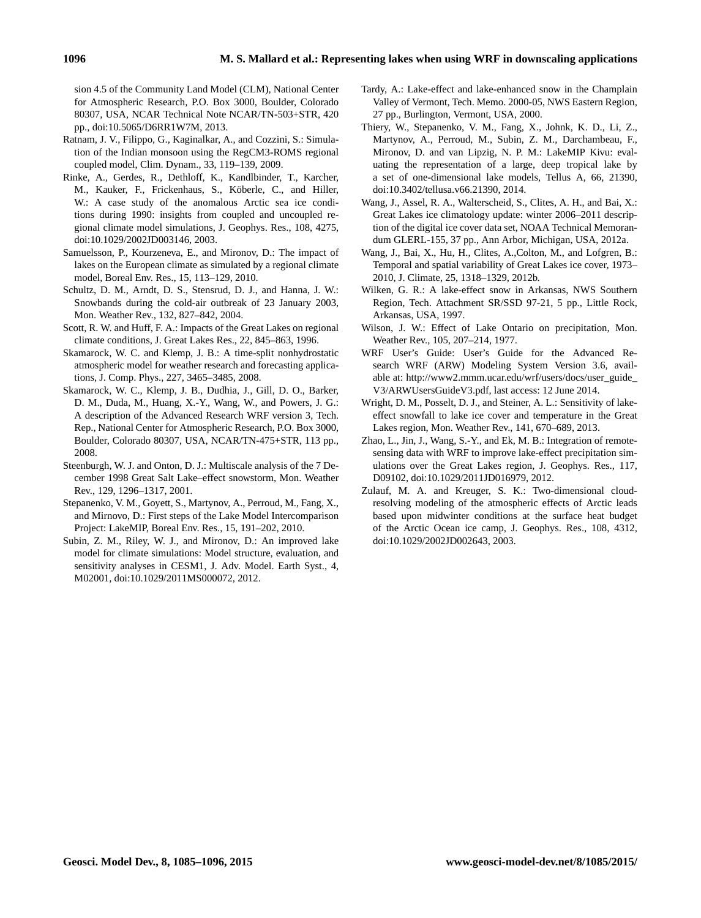sion 4.5 of the Community Land Model (CLM), National Center for Atmospheric Research, P.O. Box 3000, Boulder, Colorado 80307, USA, NCAR Technical Note NCAR/TN-503+STR, 420 pp., doi:10.5065/D6RR1W7M, 2013.

Ratnam, J. V., Filippo, G., Kaginalkar, A., and Cozzini, S.: Simulation of the Indian monsoon using the RegCM3-ROMS regional coupled model, Clim. Dynam., 33, 119–139, 2009.

Rinke, A., Gerdes, R., Dethloff, K., Kandlbinder, T., Karcher, M., Kauker, F., Frickenhaus, S., Köberle, C., and Hiller, W.: A case study of the anomalous Arctic sea ice conditions during 1990: insights from coupled and uncoupled regional climate model simulations, J. Geophys. Res., 108, 4275, doi:10.1029/2002JD003146, 2003.

Samuelsson, P., Kourzeneva, E., and Mironov, D.: The impact of lakes on the European climate as simulated by a regional climate model, Boreal Env. Res., 15, 113–129, 2010.

Schultz, D. M., Arndt, D. S., Stensrud, D. J., and Hanna, J. W.: Snowbands during the cold-air outbreak of 23 January 2003, Mon. Weather Rev., 132, 827–842, 2004.

Scott, R. W. and Huff, F. A.: Impacts of the Great Lakes on regional climate conditions, J. Great Lakes Res., 22, 845–863, 1996.

Skamarock, W. C. and Klemp, J. B.: A time-split nonhydrostatic atmospheric model for weather research and forecasting applications, J. Comp. Phys., 227, 3465–3485, 2008.

Skamarock, W. C., Klemp, J. B., Dudhia, J., Gill, D. O., Barker, D. M., Duda, M., Huang, X.-Y., Wang, W., and Powers, J. G.: A description of the Advanced Research WRF version 3, Tech. Rep., National Center for Atmospheric Research, P.O. Box 3000, Boulder, Colorado 80307, USA, NCAR/TN-475+STR, 113 pp., 2008.

Steenburgh, W. J. and Onton, D. J.: Multiscale analysis of the 7 December 1998 Great Salt Lake–effect snowstorm, Mon. Weather Rev., 129, 1296–1317, 2001.

Stepanenko, V. M., Goyett, S., Martynov, A., Perroud, M., Fang, X., and Mirnovo, D.: First steps of the Lake Model Intercomparison Project: LakeMIP, Boreal Env. Res., 15, 191–202, 2010.

Subin, Z. M., Riley, W. J., and Mironov, D.: An improved lake model for climate simulations: Model structure, evaluation, and sensitivity analyses in CESM1, J. Adv. Model. Earth Syst., 4, M02001, doi:10.1029/2011MS000072, 2012.

Tardy, A.: Lake-effect and lake-enhanced snow in the Champlain Valley of Vermont, Tech. Memo. 2000-05, NWS Eastern Region, 27 pp., Burlington, Vermont, USA, 2000.

Thiery, W., Stepanenko, V. M., Fang, X., Johnk, K. D., Li, Z., Martynov, A., Perroud, M., Subin, Z. M., Darchambeau, F., Mironov, D. and van Lipzig, N. P. M.: LakeMIP Kivu: evaluating the representation of a large, deep tropical lake by a set of one-dimensional lake models, Tellus A, 66, 21390, doi:10.3402/tellusa.v66.21390, 2014.

Wang, J., Assel, R. A., Walterscheid, S., Clites, A. H., and Bai, X.: Great Lakes ice climatology update: winter 2006–2011 description of the digital ice cover data set, NOAA Technical Memorandum GLERL-155, 37 pp., Ann Arbor, Michigan, USA, 2012a.

Wang, J., Bai, X., Hu, H., Clites, A.,Colton, M., and Lofgren, B.: Temporal and spatial variability of Great Lakes ice cover, 1973–2010, J. Climate, 25, 1318–1329, 2012b.

Wilken, G. R.: A lake-effect snow in Arkansas, NWS Southern Region, Tech. Attachment SR/SSD 97-21, 5 pp., Little Rock, Arkansas, USA, 1997.

Wilson, J. W.: Effect of Lake Ontario on precipitation, Mon. Weather Rev., 105, 207–214, 1977.

WRF User's Guide: User's Guide for the Advanced Research WRF (ARW) Modeling System Version 3.6, available at: http://www2.mmm.ucar.edu/wrf/users/docs/user_guide_V3/ARWUsersGuideV3.pdf, last access: 12 June 2014.

Wright, D. M., Posselt, D. J., and Steiner, A. L.: Sensitivity of lake-effect snowfall to lake ice cover and temperature in the Great Lakes region, Mon. Weather Rev., 141, 670–689, 2013.

Zhao, L., Jin, J., Wang, S.-Y., and Ek, M. B.: Integration of remote-sensing data with WRF to improve lake-effect precipitation simulations over the Great Lakes region, J. Geophys. Res., 117, D09102, doi:10.1029/2011JD016979, 2012.

Zulauf, M. A. and Kreuger, S. K.: Two-dimensional cloud-resolving modeling of the atmospheric effects of Arctic leads based upon midwinter conditions at the surface heat budget of the Arctic Ocean ice camp, J. Geophys. Res., 108, 4312, doi:10.1029/2002JD002643, 2003.